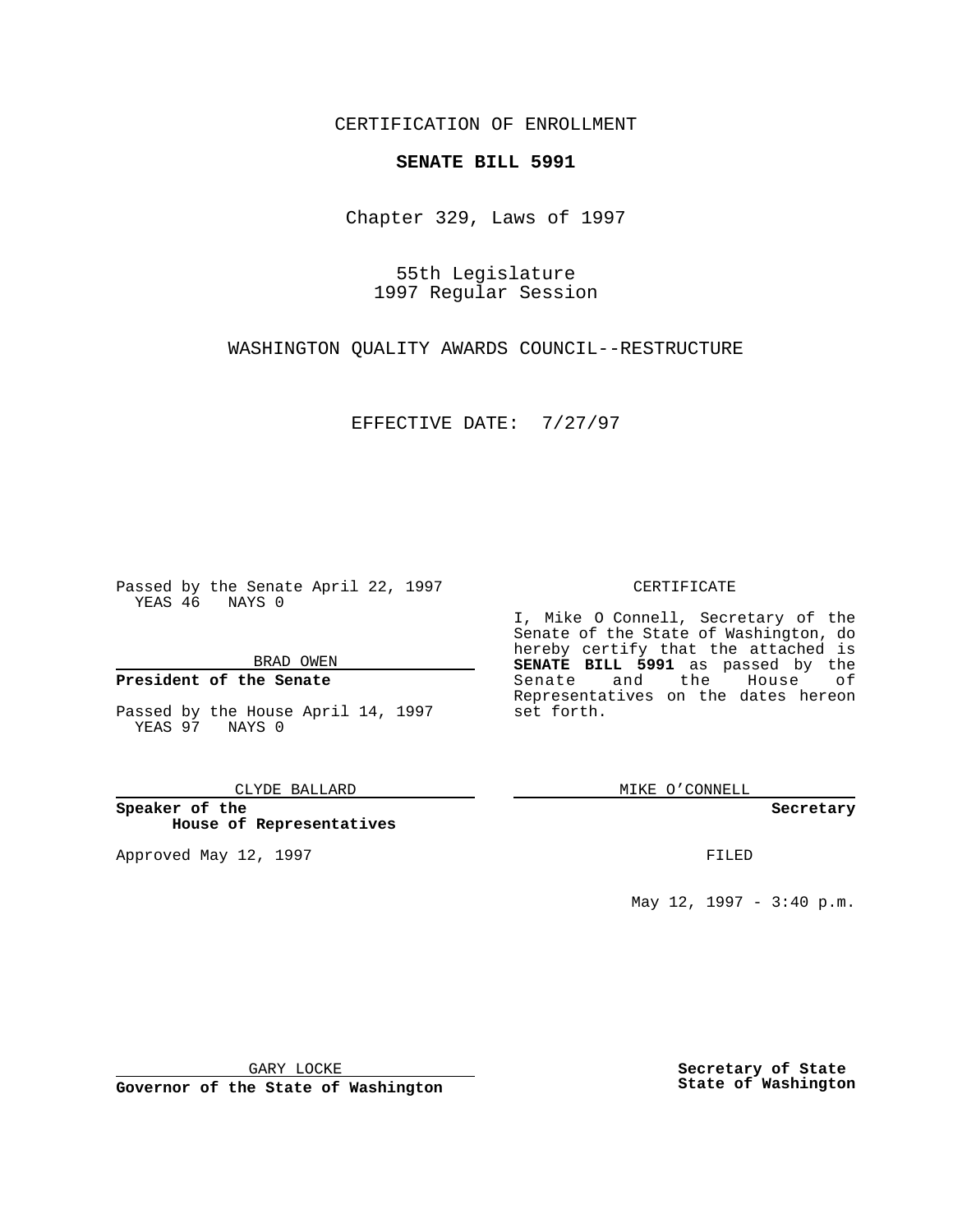CERTIFICATION OF ENROLLMENT

**SENATE BILL 5991**

Chapter 329, Laws of 1997

55th Legislature
1997 Regular Session

WASHINGTON QUALITY AWARDS COUNCIL--RESTRUCTURE

EFFECTIVE DATE: 7/27/97

Passed by the Senate April 22, 1997
YEAS 46 NAYS 0

BRAD OWEN

**President of the Senate**

Passed by the House April 14, 1997
YEAS 97 NAYS 0

CLYDE BALLARD

**Speaker of the House of Representatives**

Approved May 12, 1997

GARY LOCKE

**Governor of the State of Washington**

CERTIFICATE

I, Mike O Connell, Secretary of the Senate of the State of Washington, do hereby certify that the attached is **SENATE BILL 5991** as passed by the Senate and the House of Representatives on the dates hereon set forth.

MIKE O'CONNELL

**Secretary**

FILED

May 12, 1997 - 3:40 p.m.

**Secretary of State**
**State of Washington**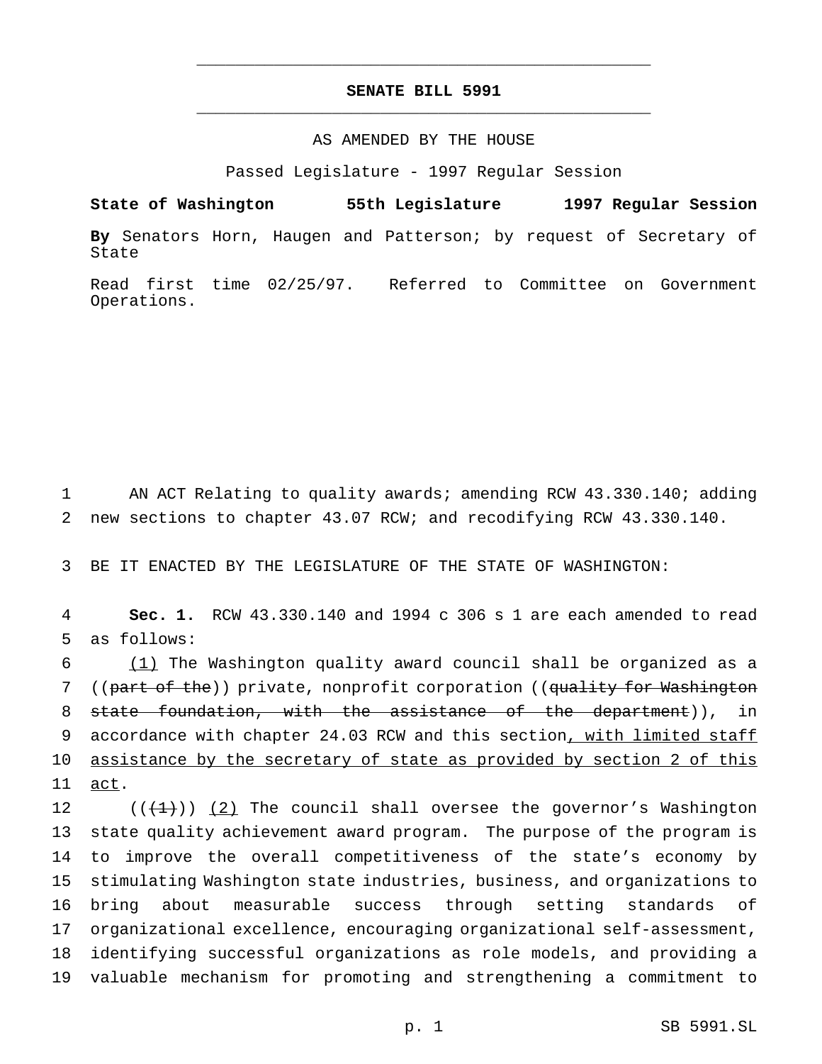# SENATE BILL 5991

AS AMENDED BY THE HOUSE

Passed Legislature - 1997 Regular Session

**State of Washington 55th Legislature 1997 Regular Session**

**By** Senators Horn, Haugen and Patterson; by request of Secretary of State

Read first time 02/25/97. Referred to Committee on Government Operations.

AN ACT Relating to quality awards; amending RCW 43.330.140; adding new sections to chapter 43.07 RCW; and recodifying RCW 43.330.140.

BE IT ENACTED BY THE LEGISLATURE OF THE STATE OF WASHINGTON:

**Sec. 1.** RCW 43.330.140 and 1994 c 306 s 1 are each amended to read as follows:

(1) The Washington quality award council shall be organized as a ((~~part of the~~)) private, nonprofit corporation ((~~quality for Washington state foundation, with the assistance of the department~~)), in accordance with chapter 24.03 RCW and this section, with limited staff assistance by the secretary of state as provided by section 2 of this act.

((~~(1)~~)) (2) The council shall oversee the governor's Washington state quality achievement award program. The purpose of the program is to improve the overall competitiveness of the state's economy by stimulating Washington state industries, business, and organizations to bring about measurable success through setting standards of organizational excellence, encouraging organizational self-assessment, identifying successful organizations as role models, and providing a valuable mechanism for promoting and strengthening a commitment to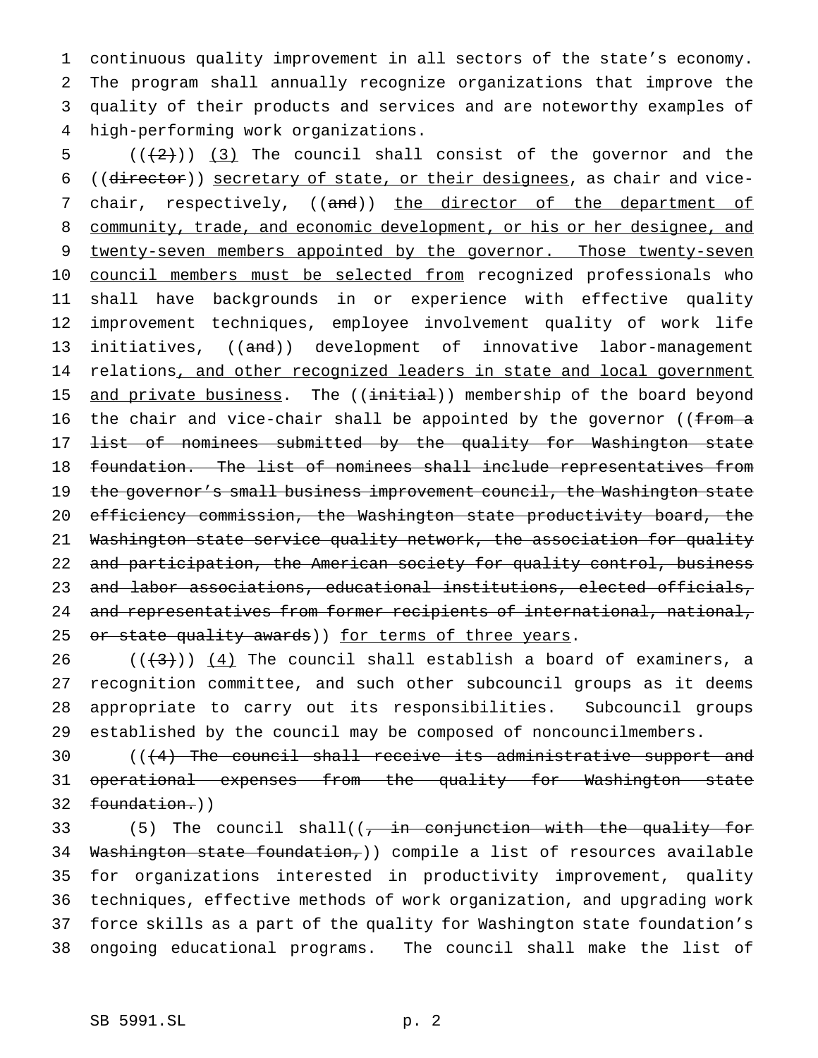continuous quality improvement in all sectors of the state's economy. The program shall annually recognize organizations that improve the quality of their products and services and are noteworthy examples of high-performing work organizations.

(((2))) (3) The council shall consist of the governor and the ((director)) secretary of state, or their designees, as chair and vice-chair, respectively, ((and)) the director of the department of community, trade, and economic development, or his or her designee, and twenty-seven members appointed by the governor. Those twenty-seven council members must be selected from recognized professionals who shall have backgrounds in or experience with effective quality improvement techniques, employee involvement quality of work life initiatives, ((and)) development of innovative labor-management relations, and other recognized leaders in state and local government and private business. The ((initial)) membership of the board beyond the chair and vice-chair shall be appointed by the governor ((from a list of nominees submitted by the quality for Washington state foundation. The list of nominees shall include representatives from the governor's small business improvement council, the Washington state efficiency commission, the Washington state productivity board, the Washington state service quality network, the association for quality and participation, the American society for quality control, business and labor associations, educational institutions, elected officials, and representatives from former recipients of international, national, or state quality awards)) for terms of three years.

(((3))) (4) The council shall establish a board of examiners, a recognition committee, and such other subcouncil groups as it deems appropriate to carry out its responsibilities. Subcouncil groups established by the council may be composed of noncouncilmembers.

(((4) The council shall receive its administrative support and operational expenses from the quality for Washington state foundation.))

(5) The council shall((, in conjunction with the quality for Washington state foundation,)) compile a list of resources available for organizations interested in productivity improvement, quality techniques, effective methods of work organization, and upgrading work force skills as a part of the quality for Washington state foundation's ongoing educational programs. The council shall make the list of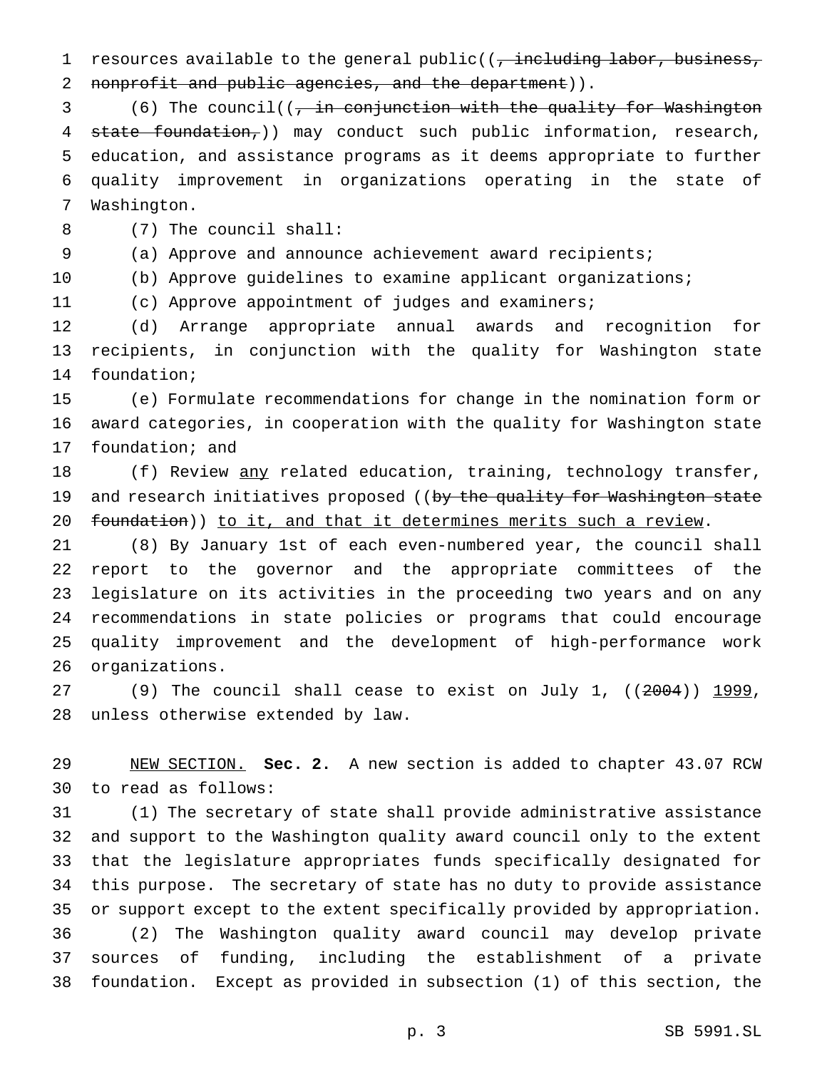resources available to the general public((~~, including labor, business, nonprofit and public agencies, and the department~~)).

(6) The council((~~, in conjunction with the quality for Washington state foundation,~~)) may conduct such public information, research, education, and assistance programs as it deems appropriate to further quality improvement in organizations operating in the state of Washington.

(7) The council shall:

(a) Approve and announce achievement award recipients;

(b) Approve guidelines to examine applicant organizations;

(c) Approve appointment of judges and examiners;

(d) Arrange appropriate annual awards and recognition for recipients, in conjunction with the quality for Washington state foundation;

(e) Formulate recommendations for change in the nomination form or award categories, in cooperation with the quality for Washington state foundation; and

(f) Review <u>any</u> related education, training, technology transfer, and research initiatives proposed ((~~by the quality for Washington state foundation~~)) <u>to it, and that it determines merits such a review</u>.

(8) By January 1st of each even-numbered year, the council shall report to the governor and the appropriate committees of the legislature on its activities in the proceeding two years and on any recommendations in state policies or programs that could encourage quality improvement and the development of high-performance work organizations.

(9) The council shall cease to exist on July 1, ((~~2004~~)) <u>1999</u>, unless otherwise extended by law.

<u>NEW SECTION.</u> **Sec. 2.** A new section is added to chapter 43.07 RCW to read as follows:

(1) The secretary of state shall provide administrative assistance and support to the Washington quality award council only to the extent that the legislature appropriates funds specifically designated for this purpose. The secretary of state has no duty to provide assistance or support except to the extent specifically provided by appropriation.

(2) The Washington quality award council may develop private sources of funding, including the establishment of a private foundation. Except as provided in subsection (1) of this section, the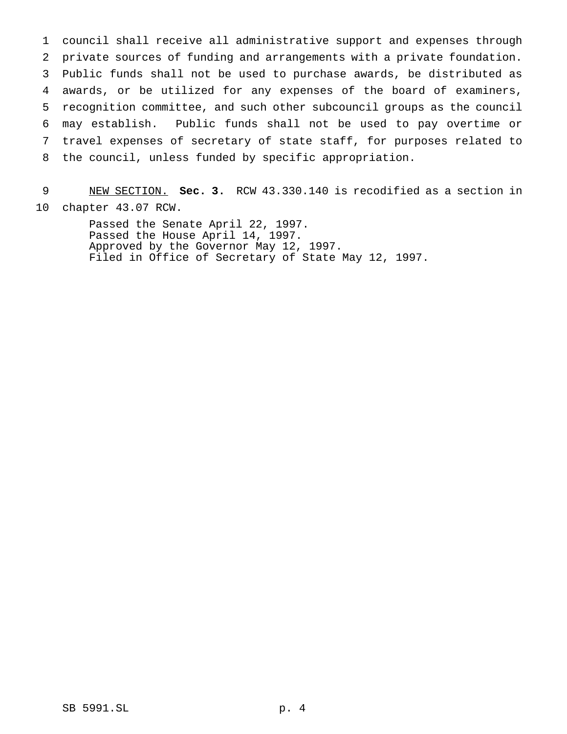council shall receive all administrative support and expenses through private sources of funding and arrangements with a private foundation. Public funds shall not be used to purchase awards, be distributed as awards, or be utilized for any expenses of the board of examiners, recognition committee, and such other subcouncil groups as the council may establish. Public funds shall not be used to pay overtime or travel expenses of secretary of state staff, for purposes related to the council, unless funded by specific appropriation.

NEW SECTION. **Sec. 3.** RCW 43.330.140 is recodified as a section in chapter 43.07 RCW.

Passed the Senate April 22, 1997.
Passed the House April 14, 1997.
Approved by the Governor May 12, 1997.
Filed in Office of Secretary of State May 12, 1997.